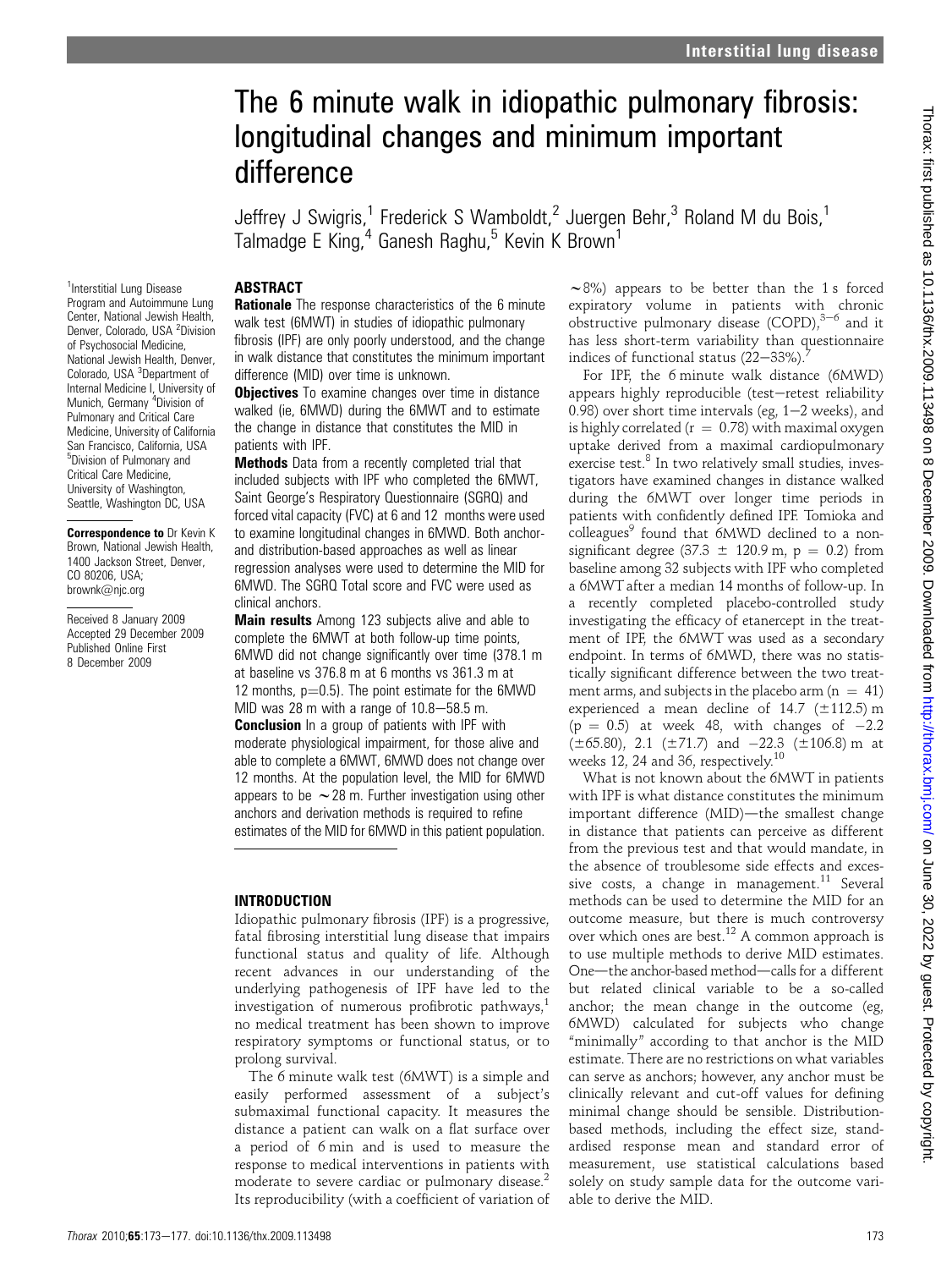# The 6 minute walk in idiopathic pulmonary fibrosis: longitudinal changes and minimum important difference

Jeffrey J Swigris,[1] Frederick S Wamboldt,[2] Juergen Behr,[3] Roland M du Bois,[1] Talmadge E King,[4] Ganesh Raghu,[5] Kevin K Brown[1]

[1]Interstitial Lung Disease Program and Autoimmune Lung Center, National Jewish Health, Denver, Colorado, USA [2]Division of Psychosocial Medicine, National Jewish Health, Denver, Colorado, USA [3]Department of Internal Medicine I, University of Munich, Germany [4]Division of Pulmonary and Critical Care Medicine, University of California San Francisco, California, USA [5]Division of Pulmonary and Critical Care Medicine, University of Washington, Seattle, Washington DC, USA

**Correspondence to** Dr Kevin K Brown, National Jewish Health, 1400 Jackson Street, Denver, CO 80206, USA; brownk@njc.org

Received 8 January 2009
Accepted 29 December 2009
Published Online First
8 December 2009

## ABSTRACT

**Rationale** The response characteristics of the 6 minute walk test (6MWT) in studies of idiopathic pulmonary fibrosis (IPF) are only poorly understood, and the change in walk distance that constitutes the minimum important difference (MID) over time is unknown.

**Objectives** To examine changes over time in distance walked (ie, 6MWD) during the 6MWT and to estimate the change in distance that constitutes the MID in patients with IPF.

**Methods** Data from a recently completed trial that included subjects with IPF who completed the 6MWT, Saint George's Respiratory Questionnaire (SGRQ) and forced vital capacity (FVC) at 6 and 12 months were used to examine longitudinal changes in 6MWD. Both anchor- and distribution-based approaches as well as linear regression analyses were used to determine the MID for 6MWD. The SGRQ Total score and FVC were used as clinical anchors.

**Main results** Among 123 subjects alive and able to complete the 6MWT at both follow-up time points, 6MWD did not change significantly over time (378.1 m at baseline vs 376.8 m at 6 months vs 361.3 m at 12 months, p=0.5). The point estimate for the 6MWD MID was 28 m with a range of 10.8–58.5 m.

**Conclusion** In a group of patients with IPF with moderate physiological impairment, for those alive and able to complete a 6MWT, 6MWD does not change over 12 months. At the population level, the MID for 6MWD appears to be ~28 m. Further investigation using other anchors and derivation methods is required to refine estimates of the MID for 6MWD in this patient population.

## INTRODUCTION

Idiopathic pulmonary fibrosis (IPF) is a progressive, fatal fibrosing interstitial lung disease that impairs functional status and quality of life. Although recent advances in our understanding of the underlying pathogenesis of IPF have led to the investigation of numerous profibrotic pathways,[1] no medical treatment has been shown to improve respiratory symptoms or functional status, or to prolong survival.

The 6 minute walk test (6MWT) is a simple and easily performed assessment of a subject's submaximal functional capacity. It measures the distance a patient can walk on a flat surface over a period of 6 min and is used to measure the response to medical interventions in patients with moderate to severe cardiac or pulmonary disease.[2] Its reproducibility (with a coefficient of variation of ~8%) appears to be better than the 1 s forced expiratory volume in patients with chronic obstructive pulmonary disease (COPD),[3–6] and it has less short-term variability than questionnaire indices of functional status (22–33%).[7]

For IPF, the 6 minute walk distance (6MWD) appears highly reproducible (test–retest reliability 0.98) over short time intervals (eg, 1–2 weeks), and is highly correlated (r = 0.78) with maximal oxygen uptake derived from a maximal cardiopulmonary exercise test.[8] In two relatively small studies, investigators have examined changes in distance walked during the 6MWT over longer time periods in patients with confidently defined IPF. Tomioka and colleagues[9] found that 6MWD declined to a non-significant degree (37.3 ± 120.9 m, p = 0.2) from baseline among 32 subjects with IPF who completed a 6MWT after a median 14 months of follow-up. In a recently completed placebo-controlled study investigating the efficacy of etanercept in the treatment of IPF, the 6MWT was used as a secondary endpoint. In terms of 6MWD, there was no statistically significant difference between the two treatment arms, and subjects in the placebo arm (n = 41) experienced a mean decline of 14.7 (±112.5) m (p = 0.5) at week 48, with changes of −2.2 (±65.80), 2.1 (±71.7) and −22.3 (±106.8) m at weeks 12, 24 and 36, respectively.[10]

What is not known about the 6MWT in patients with IPF is what distance constitutes the minimum important difference (MID)—the smallest change in distance that patients can perceive as different from the previous test and that would mandate, in the absence of troublesome side effects and excessive costs, a change in management.[11] Several methods can be used to determine the MID for an outcome measure, but there is much controversy over which ones are best.[12] A common approach is to use multiple methods to derive MID estimates. One—the anchor-based method—calls for a different but related clinical variable to be a so-called anchor; the mean change in the outcome (eg, 6MWD) calculated for subjects who change "minimally" according to that anchor is the MID estimate. There are no restrictions on what variables can serve as anchors; however, any anchor must be clinically relevant and cut-off values for defining minimal change should be sensible. Distribution-based methods, including the effect size, standardised response mean and standard error of measurement, use statistical calculations based solely on study sample data for the outcome variable to derive the MID.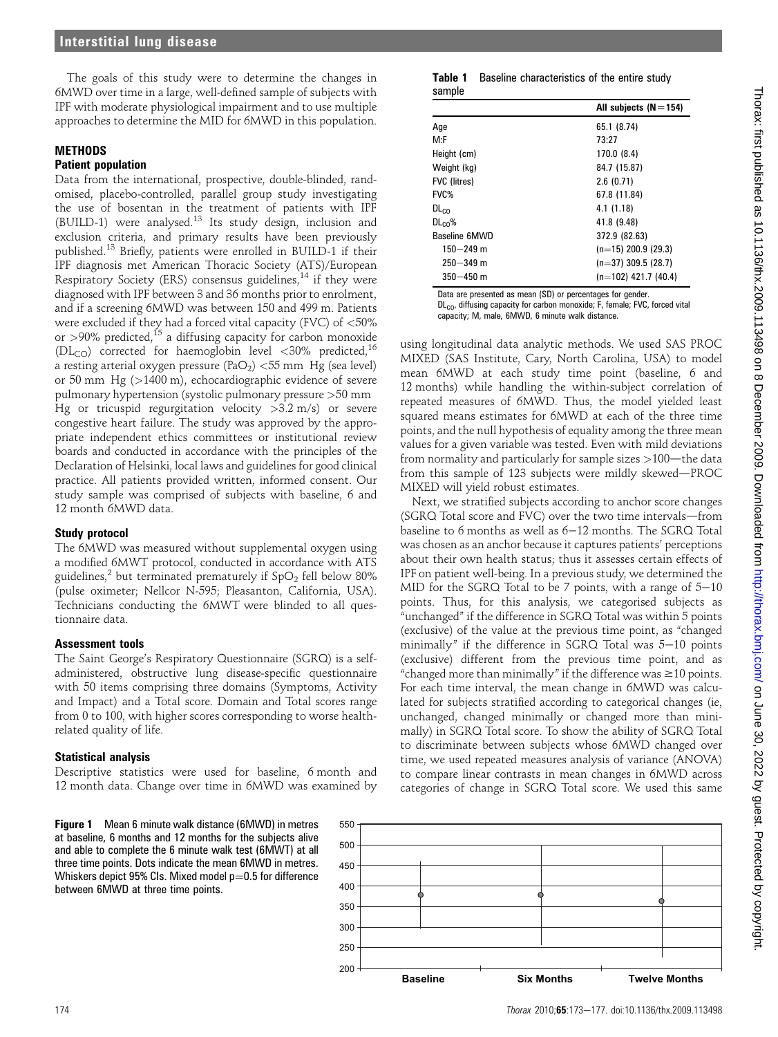The goals of this study were to determine the changes in 6MWD over time in a large, well-defined sample of subjects with IPF with moderate physiological impairment and to use multiple approaches to determine the MID for 6MWD in this population.

## METHODS

### Patient population

Data from the international, prospective, double-blinded, randomised, placebo-controlled, parallel group study investigating the use of bosentan in the treatment of patients with IPF (BUILD-1) were analysed.[13] Its study design, inclusion and exclusion criteria, and primary results have been previously published.[13] Briefly, patients were enrolled in BUILD-1 if their IPF diagnosis met American Thoracic Society (ATS)/European Respiratory Society (ERS) consensus guidelines,[14] if they were diagnosed with IPF between 3 and 36 months prior to enrolment, and if a screening 6MWD was between 150 and 499 m. Patients were excluded if they had a forced vital capacity (FVC) of <50% or >90% predicted,[15] a diffusing capacity for carbon monoxide ($DL_{CO}$) corrected for haemoglobin level <30% predicted,[16] a resting arterial oxygen pressure ($PaO_2$) <55 mm Hg (sea level) or 50 mm Hg (>1400 m), echocardiographic evidence of severe pulmonary hypertension (systolic pulmonary pressure >50 mm Hg or tricuspid regurgitation velocity >3.2 m/s) or severe congestive heart failure. The study was approved by the appropriate independent ethics committees or institutional review boards and conducted in accordance with the principles of the Declaration of Helsinki, local laws and guidelines for good clinical practice. All patients provided written, informed consent. Our study sample was comprised of subjects with baseline, 6 and 12 month 6MWD data.

### Study protocol

The 6MWD was measured without supplemental oxygen using a modified 6MWT protocol, conducted in accordance with ATS guidelines,[2] but terminated prematurely if $SpO_2$ fell below 80% (pulse oximeter; Nellcor N-595; Pleasanton, California, USA). Technicians conducting the 6MWT were blinded to all questionnaire data.

### Assessment tools

The Saint George's Respiratory Questionnaire (SGRQ) is a self-administered, obstructive lung disease-specific questionnaire with 50 items comprising three domains (Symptoms, Activity and Impact) and a Total score. Domain and Total scores range from 0 to 100, with higher scores corresponding to worse health-related quality of life.

### Statistical analysis

Descriptive statistics were used for baseline, 6 month and 12 month data. Change over time in 6MWD was examined by using longitudinal data analytic methods. We used SAS PROC MIXED (SAS Institute, Cary, North Carolina, USA) to model mean 6MWD at each study time point (baseline, 6 and 12 months) while handling the within-subject correlation of repeated measures of 6MWD. Thus, the model yielded least squared means estimates for 6MWD at each of the three time points, and the null hypothesis of equality among the three mean values for a given variable was tested. Even with mild deviations from normality and particularly for sample sizes >100—the data from this sample of 123 subjects were mildly skewed—PROC MIXED will yield robust estimates.

Next, we stratified subjects according to anchor score changes (SGRQ Total score and FVC) over the two time intervals—from baseline to 6 months as well as 6–12 months. The SGRQ Total was chosen as an anchor because it captures patients' perceptions about their own health status; thus it assesses certain effects of IPF on patient well-being. In a previous study, we determined the MID for the SGRQ Total to be 7 points, with a range of 5–10 points. Thus, for this analysis, we categorised subjects as "unchanged" if the difference in SGRQ Total was within 5 points (exclusive) of the value at the previous time point, as "changed minimally" if the difference in SGRQ Total was 5–10 points (exclusive) different from the previous time point, and as "changed more than minimally" if the difference was ≥10 points. For each time interval, the mean change in 6MWD was calculated for subjects stratified according to categorical changes (ie, unchanged, changed minimally or changed more than minimally) in SGRQ Total score. To show the ability of SGRQ Total to discriminate between subjects whose 6MWD changed over time, we used repeated measures analysis of variance (ANOVA) to compare linear contrasts in mean changes in 6MWD across categories of change in SGRQ Total score. We used this same

**Table 1** Baseline characteristics of the entire study sample

| | All subjects (N=154) |
|---|---|
| Age | 65.1 (8.74) |
| M:F | 73:27 |
| Height (cm) | 170.0 (8.4) |
| Weight (kg) | 84.7 (15.87) |
| FVC (litres) | 2.6 (0.71) |
| FVC% | 67.8 (11.84) |
| $DL_{CO}$ | 4.1 (1.18) |
| $DL_{CO}$% | 41.8 (9.48) |
| Baseline 6MWD | 372.9 (82.63) |
| 150–249 m | (n=15) 200.9 (29.3) |
| 250–349 m | (n=37) 309.5 (28.7) |
| 350–450 m | (n=102) 421.7 (40.4) |

Data are presented as mean (SD) or percentages for gender.
$DL_{CO}$, diffusing capacity for carbon monoxide; F, female; FVC, forced vital capacity; M, male, 6MWD, 6 minute walk distance.

**Figure 1** Mean 6 minute walk distance (6MWD) in metres at baseline, 6 months and 12 months for the subjects alive and able to complete the 6 minute walk test (6MWT) at all three time points. Dots indicate the mean 6MWD in metres. Whiskers depict 95% CIs. Mixed model p=0.5 for difference between 6MWD at three time points.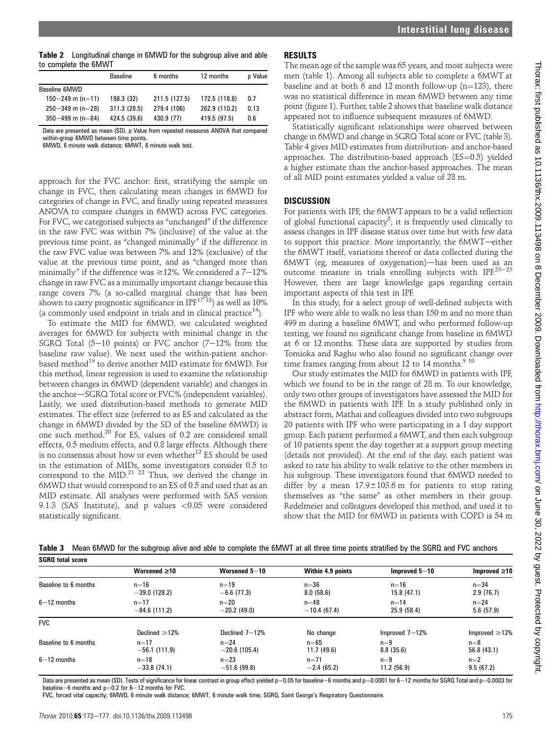**Table 2** Longitudinal change in 6MWD for the subgroup alive and able to complete the 6MWT

| | Baseline | 6 months | 12 months | p Value |
|---|---|---|---|---|
| Baseline 6MWD | | | | |
| 150–249 m (n=11) | 198.3 (32) | 211.5 (127.5) | 172.5 (118.8) | 0.7 |
| 250–349 m (n=28) | 311.3 (28.5) | 279.4 (106) | 262.9 (110.2) | 0.13 |
| 350–499 m (n=84) | 424.5 (39.6) | 430.9 (77) | 419.5 (97.5) | 0.6 |

Data are presented as mean (SD). p Value from repeated measures ANOVA that compared within-group 6MWD between time points.
6MWD, 6 minute walk distance; 6MWT, 6 minute walk test.

approach for the FVC anchor: first, stratifying the sample on change in FVC, then calculating mean changes in 6MWD for categories of change in FVC, and finally using repeated measures ANOVA to compare changes in 6MWD across FVC categories. For FVC, we categorised subjects as "unchanged" if the difference in the raw FVC was within 7% (inclusive) of the value at the previous time point, as "changed minimally" if the difference in the raw FVC value was between 7% and 12% (exclusive) of the value at the previous time point, and as "changed more than minimally" if the difference was ≥12%. We considered a 7–12% change in raw FVC as a minimally important change because this range covers 7% (a so-called marginal change that has been shown to carry prognostic significance in IPF[17 18]) as well as 10% (a commonly used endpoint in trials and in clinical practice[14]).

To estimate the MID for 6MWD, we calculated weighted averages for 6MWD for subjects with minimal change in the SGRQ Total (5–10 points) or FVC anchor (7–12% from the baseline raw value). We next used the within-patient anchor-based method[19] to derive another MID estimate for 6MWD. For this method, linear regression is used to examine the relationship between changes in 6MWD (dependent variable) and changes in the anchor—SGRQ Total score or FVC% (independent variables). Lastly, we used distribution-based methods to generate MID estimates. The effect size (referred to as ES and calculated as the change in 6MWD divided by the SD of the baseline 6MWD) is one such method.[20] For ES, values of 0.2 are considered small effects, 0.5 medium effects, and 0.8 large effects. Although there is no consensus about how or even whether[12] ES should be used in the estimation of MIDs, some investigators consider 0.5 to correspond to the MID.[21 22] Thus, we derived the change in 6MWD that would correspond to an ES of 0.5 and used that as an MID estimate. All analyses were performed with SAS version 9.1.3 (SAS Institute), and p values <0.05 were considered statistically significant.

## RESULTS

The mean age of the sample was 65 years, and most subjects were men (table 1). Among all subjects able to complete a 6MWT at baseline and at both 6 and 12 month follow-up (n=123), there was no statistical difference in mean 6MWD between any time point (figure 1). Further, table 2 shows that baseline walk distance appeared not to influence subsequent measures of 6MWD.

Statistically significant relationships were observed between change in 6MWD and change in SGRQ Total score or FVC (table 3). Table 4 gives MID estimates from distribution- and anchor-based approaches. The distribution-based approach (ES=0.5) yielded a higher estimate than the anchor-based approaches. The mean of all MID point estimates yielded a value of 28 m.

## DISCUSSION

For patients with IPF, the 6MWT appears to be a valid reflection of global functional capacity[8]; it is frequently used clinically to assess changes in IPF disease status over time but with few data to support this practice. More importantly, the 6MWT—either the 6MWT itself, variations thereof or data collected during the 6MWT (eg, measures of oxygenation)—has been used as an outcome measure in trials enrolling subjects with IPF.[23–25] However, there are large knowledge gaps regarding certain important aspects of this test in IPF.

In this study, for a select group of well-defined subjects with IPF who were able to walk no less than 150 m and no more than 499 m during a baseline 6MWT, and who performed follow-up testing, we found no significant change from baseline in 6MWD at 6 or 12 months. These data are supported by studies from Tomioka and Raghu who also found no significant change over time frames ranging from about 12 to 14 months.[9 10]

Our study estimates the MID for 6MWD in patients with IPF, which we found to be in the range of 28 m. To our knowledge, only two other groups of investigators have assessed the MID for the 6MWD in patients with IPF. In a study published only in abstract form, Mathai and colleagues divided into two subgroups 20 patients with IPF who were participating in a 1 day support group. Each patient performed a 6MWT, and then each subgroup of 10 patients spent the day together at a support group meeting (details not provided). At the end of the day, each patient was asked to rate his ability to walk relative to the other members in his subgroup. These investigators found that 6MWD needed to differ by a mean 17.9±103.6 m for patients to stop rating themselves as "the same" as other members in their group. Redelmeier and colleagues developed this method, and used it to show that the MID for 6MWD in patients with COPD is 54 m

**Table 3** Mean 6MWD for the subgroup alive and able to complete the 6MWT at all three time points stratified by the SGRQ and FVC anchors

| SGRQ total score | | | | | |
|---|---|---|---|---|---|
| | Worsened ≥10 | Worsened 5–10 | Within 4.9 points | Improved 5–10 | Improved ≥10 |
| Baseline to 6 months | n=16<br>−39.0 (128.2) | n=19<br>−6.6 (77.3) | n=36<br>8.0 (58.6) | n=16<br>15.8 (47.1) | n=34<br>2.9 (76.7) |
| 6–12 months | n=17<br>−84.6 (111.2) | n=20<br>−20.2 (49.0) | n=48<br>−10.4 (67.4) | n=14<br>25.9 (58.4) | n=24<br>5.6 (57.9) |
| **FVC** | | | | | |
| | Declined ≥12% | Declined 7–12% | No change | Improved 7–12% | Improved ≥12% |
| Baseline to 6 months | n=17<br>−56.1 (111.9) | n=24<br>−20.6 (105.4) | n=65<br>11.7 (49.6) | n=9<br>8.8 (35.6) | n=8<br>56.8 (43.1) |
| 6–12 months | n=18<br>−33.8 (74.1) | n=23<br>−51.6 (99.8) | n=71<br>−2.4 (65.2) | n=9<br>11.2 (56.9) | n=2<br>9.5 (67.2) |

Data are presented as mean (SD). Tests of significance for linear contrast in group effect yielded p=0.05 for baseline–6 months and p=0.0001 for 6–12 months for SGRQ Total and p=0.0003 for baseline–6 months and p=0.2 for 6–12 months for FVC.
FVC, forced vital capacity; 6MWD, 6 minute walk distance; 6MWT, 6 minute walk time; SGRQ, Saint George's Respiratory Questionnaire.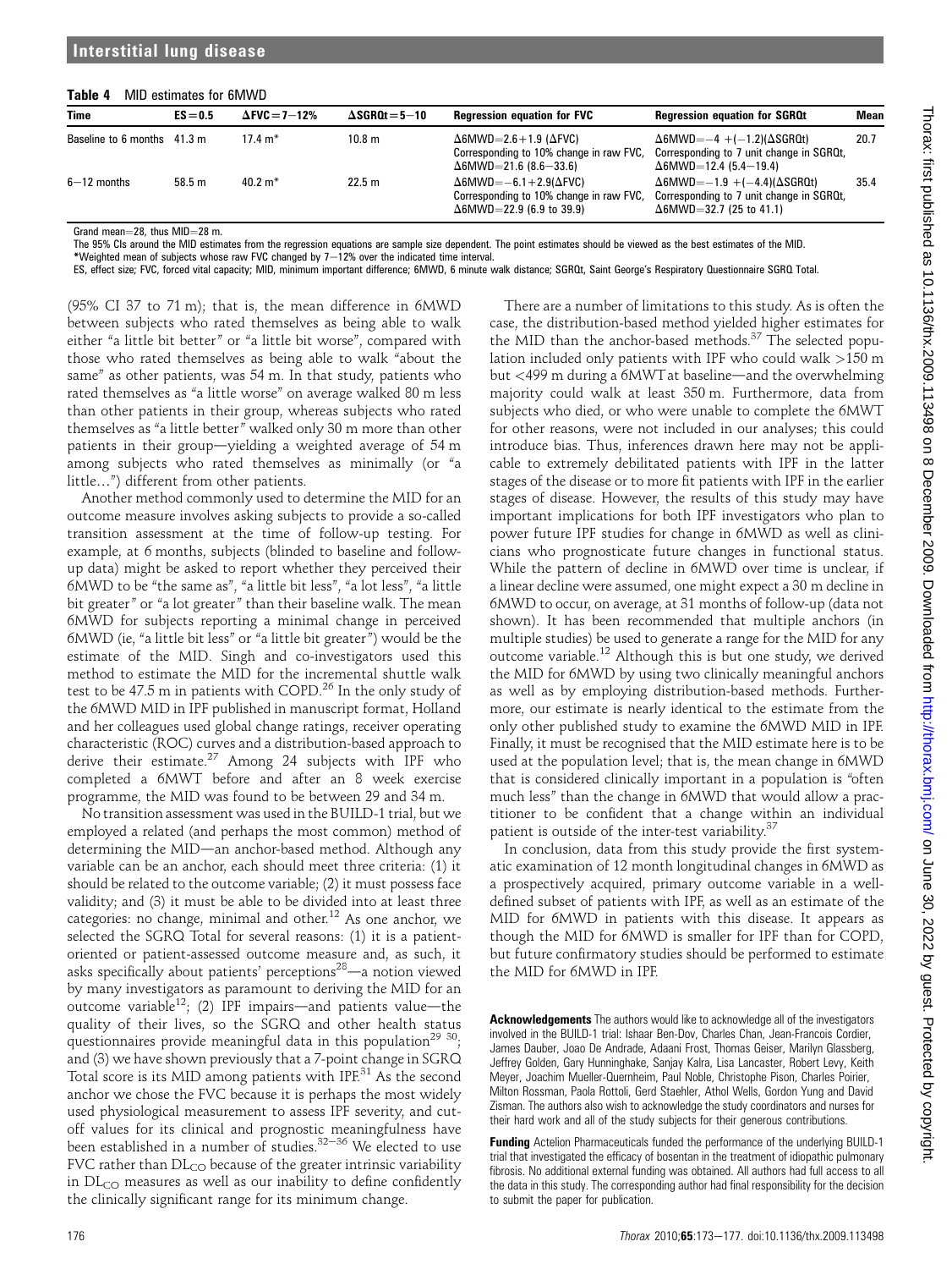**Table 4** MID estimates for 6MWD

| Time | ES=0.5 | ΔFVC=7–12% | ΔSGRQt=5–10 | Regression equation for FVC | Regression equation for SGRQt | Mean |
|---|---|---|---|---|---|---|
| Baseline to 6 months | 41.3 m | 17.4 m* | 10.8 m | Δ6MWD=2.6+1.9 (ΔFVC) Corresponding to 10% change in raw FVC, Δ6MWD=21.6 (8.6–33.6) | Δ6MWD=−4 +(−1.2)(ΔSGRQt) Corresponding to 7 unit change in SGRQt, Δ6MWD=12.4 (5.4–19.4) | 20.7 |
| 6–12 months | 58.5 m | 40.2 m* | 22.5 m | Δ6MWD=−6.1+2.9(ΔFVC) Corresponding to 10% change in raw FVC, Δ6MWD=22.9 (6.9 to 39.9) | Δ6MWD=−1.9 +(−4.4)(ΔSGRQt) Corresponding to 7 unit change in SGRQt, Δ6MWD=32.7 (25 to 41.1) | 35.4 |

Grand mean=28, thus MID=28 m.

The 95% CIs around the MID estimates from the regression equations are sample size dependent. The point estimates should be viewed as the best estimates of the MID.

*Weighted mean of subjects whose raw FVC changed by 7–12% over the indicated time interval.

ES, effect size; FVC, forced vital capacity; MID, minimum important difference; 6MWD, 6 minute walk distance; SGRQt, Saint George's Respiratory Questionnaire SGRQ Total.

(95% CI 37 to 71 m); that is, the mean difference in 6MWD between subjects who rated themselves as being able to walk either "a little bit better" or "a little bit worse", compared with those who rated themselves as being able to walk "about the same" as other patients, was 54 m. In that study, patients who rated themselves as "a little worse" on average walked 80 m less than other patients in their group, whereas subjects who rated themselves as "a little better" walked only 30 m more than other patients in their group—yielding a weighted average of 54 m among subjects who rated themselves as minimally (or "a little…") different from other patients.

Another method commonly used to determine the MID for an outcome measure involves asking subjects to provide a so-called transition assessment at the time of follow-up testing. For example, at 6 months, subjects (blinded to baseline and follow-up data) might be asked to report whether they perceived their 6MWD to be "the same as", "a little bit less", "a lot less", "a little bit greater" or "a lot greater" than their baseline walk. The mean 6MWD for subjects reporting a minimal change in perceived 6MWD (ie, "a little bit less" or "a little bit greater") would be the estimate of the MID. Singh and co-investigators used this method to estimate the MID for the incremental shuttle walk test to be 47.5 m in patients with COPD.[26] In the only study of the 6MWD MID in IPF published in manuscript format, Holland and her colleagues used global change ratings, receiver operating characteristic (ROC) curves and a distribution-based approach to derive their estimate.[27] Among 24 subjects with IPF who completed a 6MWT before and after an 8 week exercise programme, the MID was found to be between 29 and 34 m.

No transition assessment was used in the BUILD-1 trial, but we employed a related (and perhaps the most common) method of determining the MID—an anchor-based method. Although any variable can be an anchor, each should meet three criteria: (1) it should be related to the outcome variable; (2) it must possess face validity; and (3) it must be able to be divided into at least three categories: no change, minimal and other.[12] As one anchor, we selected the SGRQ Total for several reasons: (1) it is a patient-oriented or patient-assessed outcome measure and, as such, it asks specifically about patients' perceptions[28]—a notion viewed by many investigators as paramount to deriving the MID for an outcome variable[12]; (2) IPF impairs—and patients value—the quality of their lives, so the SGRQ and other health status questionnaires provide meaningful data in this population[29 30]; and (3) we have shown previously that a 7-point change in SGRQ Total score is its MID among patients with IPF.[31] As the second anchor we chose the FVC because it is perhaps the most widely used physiological measurement to assess IPF severity, and cut-off values for its clinical and prognostic meaningfulness have been established in a number of studies.[32–36] We elected to use FVC rather than $DL_{CO}$ because of the greater intrinsic variability in $DL_{CO}$ measures as well as our inability to define confidently the clinically significant range for its minimum change.

There are a number of limitations to this study. As is often the case, the distribution-based method yielded higher estimates for the MID than the anchor-based methods.[37] The selected population included only patients with IPF who could walk >150 m but <499 m during a 6MWT at baseline—and the overwhelming majority could walk at least 350 m. Furthermore, data from subjects who died, or who were unable to complete the 6MWT for other reasons, were not included in our analyses; this could introduce bias. Thus, inferences drawn here may not be applicable to extremely debilitated patients with IPF in the latter stages of the disease or to more fit patients with IPF in the earlier stages of disease. However, the results of this study may have important implications for both IPF investigators who plan to power future IPF studies for change in 6MWD as well as clinicians who prognosticate future changes in functional status. While the pattern of decline in 6MWD over time is unclear, if a linear decline were assumed, one might expect a 30 m decline in 6MWD to occur, on average, at 31 months of follow-up (data not shown). It has been recommended that multiple anchors (in multiple studies) be used to generate a range for the MID for any outcome variable.[12] Although this is but one study, we derived the MID for 6MWD by using two clinically meaningful anchors as well as by employing distribution-based methods. Furthermore, our estimate is nearly identical to the estimate from the only other published study to examine the 6MWD MID in IPF. Finally, it must be recognised that the MID estimate here is to be used at the population level; that is, the mean change in 6MWD that is considered clinically important in a population is "often much less" than the change in 6MWD that would allow a practitioner to be confident that a change within an individual patient is outside of the inter-test variability.[37]

In conclusion, data from this study provide the first systematic examination of 12 month longitudinal changes in 6MWD as a prospectively acquired, primary outcome variable in a well-defined subset of patients with IPF, as well as an estimate of the MID for 6MWD in patients with this disease. It appears as though the MID for 6MWD is smaller for IPF than for COPD, but future confirmatory studies should be performed to estimate the MID for 6MWD in IPF.

**Acknowledgements** The authors would like to acknowledge all of the investigators involved in the BUILD-1 trial: Ishaar Ben-Dov, Charles Chan, Jean-Francois Cordier, James Dauber, Joao De Andrade, Adaani Frost, Thomas Geiser, Marilyn Glassberg, Jeffrey Golden, Gary Hunninghake, Sanjay Kalra, Lisa Lancaster, Robert Levy, Keith Meyer, Joachim Mueller-Quernheim, Paul Noble, Christophe Pison, Charles Poirier, Milton Rossman, Paola Rottoli, Gerd Staehler, Athol Wells, Gordon Yung and David Zisman. The authors also wish to acknowledge the study coordinators and nurses for their hard work and all of the study subjects for their generous contributions.

**Funding** Actelion Pharmaceuticals funded the performance of the underlying BUILD-1 trial that investigated the efficacy of bosentan in the treatment of idiopathic pulmonary fibrosis. No additional external funding was obtained. All authors had full access to all the data in this study. The corresponding author had final responsibility for the decision to submit the paper for publication.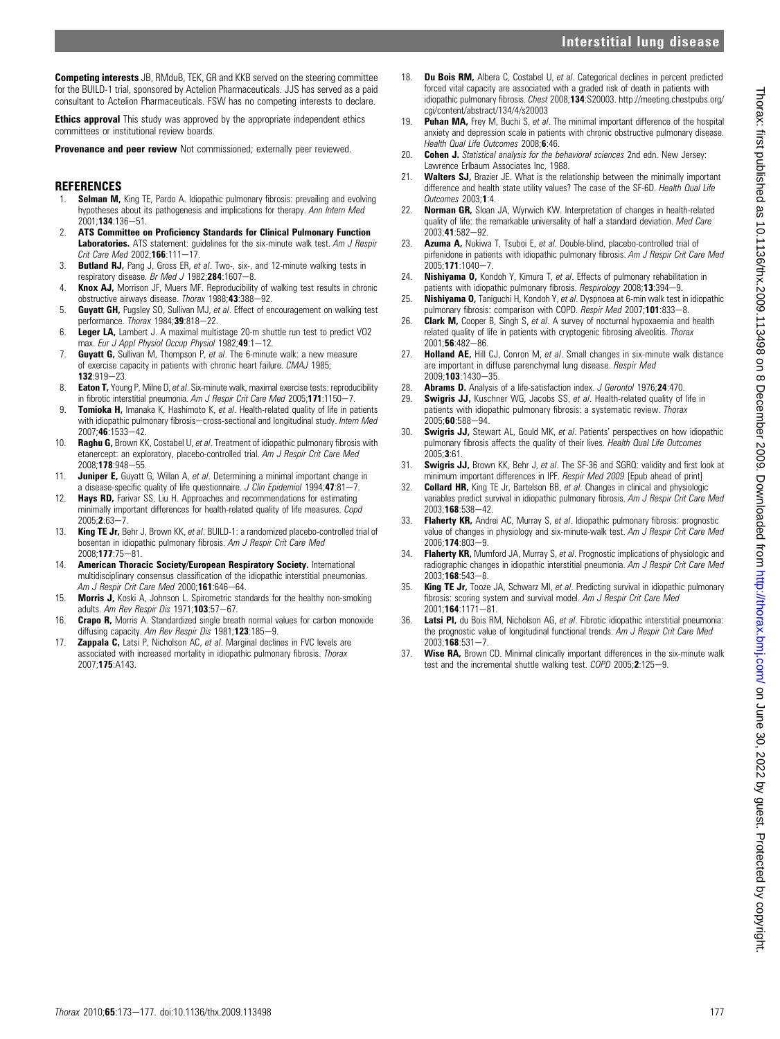**Competing interests** JB, RMduB, TEK, GR and KKB served on the steering committee for the BUILD-1 trial, sponsored by Actelion Pharmaceuticals. JJS has served as a paid consultant to Actelion Pharmaceuticals. FSW has no competing interests to declare.

**Ethics approval** This study was approved by the appropriate independent ethics committees or institutional review boards.

**Provenance and peer review** Not commissioned; externally peer reviewed.

## REFERENCES

1. **Selman M,** King TE, Pardo A. Idiopathic pulmonary fibrosis: prevailing and evolving hypotheses about its pathogenesis and implications for therapy. *Ann Intern Med* 2001;**134**:136—51.
2. **ATS Committee on Proficiency Standards for Clinical Pulmonary Function Laboratories.** ATS statement: guidelines for the six-minute walk test. *Am J Respir Crit Care Med* 2002;**166**:111—17.
3. **Butland RJ,** Pang J, Gross ER, *et al*. Two-, six-, and 12-minute walking tests in respiratory disease. *Br Med J* 1982;**284**:1607—8.
4. **Knox AJ,** Morrison JF, Muers MF. Reproducibility of walking test results in chronic obstructive airways disease. *Thorax* 1988;**43**:388—92.
5. **Guyatt GH,** Pugsley SO, Sullivan MJ, *et al*. Effect of encouragement on walking test performance. *Thorax* 1984;**39**:818—22.
6. **Leger LA,** Lambert J. A maximal multistage 20-m shuttle run test to predict VO2 max. *Eur J Appl Physiol Occup Physiol* 1982;**49**:1—12.
7. **Guyatt G,** Sullivan M, Thompson P, *et al*. The 6-minute walk: a new measure of exercise capacity in patients with chronic heart failure. *CMAJ* 1985; **132**:919—23.
8. **Eaton T,** Young P, Milne D, *et al*. Six-minute walk, maximal exercise tests: reproducibility in fibrotic interstitial pneumonia. *Am J Respir Crit Care Med* 2005;**171**:1150—7.
9. **Tomioka H,** Imanaka K, Hashimoto K, *et al*. Health-related quality of life in patients with idiopathic pulmonary fibrosis—cross-sectional and longitudinal study. *Intern Med* 2007;**46**:1533—42.
10. **Raghu G,** Brown KK, Costabel U, *et al*. Treatment of idiopathic pulmonary fibrosis with etanercept: an exploratory, placebo-controlled trial. *Am J Respir Crit Care Med* 2008;**178**:948—55.
11. **Juniper E,** Guyatt G, Willan A, *et al*. Determining a minimal important change in a disease-specific quality of life questionnaire. *J Clin Epidemiol* 1994;**47**:81—7.
12. **Hays RD,** Farivar SS, Liu H. Approaches and recommendations for estimating minimally important differences for health-related quality of life measures. *Copd* 2005;**2**:63—7.
13. **King TE Jr,** Behr J, Brown KK, *et al*. BUILD-1: a randomized placebo-controlled trial of bosentan in idiopathic pulmonary fibrosis. *Am J Respir Crit Care Med* 2008;**177**:75—81.
14. **American Thoracic Society/European Respiratory Society.** International multidisciplinary consensus classification of the idiopathic interstitial pneumonias. *Am J Respir Crit Care Med* 2000;**161**:646—64.
15. **Morris J,** Koski A, Johnson L. Spirometric standards for the healthy non-smoking adults. *Am Rev Respir Dis* 1971;**103**:57—67.
16. **Crapo R,** Morris A. Standardized single breath normal values for carbon monoxide diffusing capacity. *Am Rev Respir Dis* 1981;**123**:185—9.
17. **Zappala C,** Latsi P, Nicholson AC, *et al*. Marginal declines in FVC levels are associated with increased mortality in idiopathic pulmonary fibrosis. *Thorax* 2007;**175**:A143.
18. **Du Bois RM,** Albera C, Costabel U, *et al*. Categorical declines in percent predicted forced vital capacity are associated with a graded risk of death in patients with idiopathic pulmonary fibrosis. *Chest* 2008;**134**:S20003. http://meeting.chestpubs.org/cgi/content/abstract/134/4/s20003
19. **Puhan MA,** Frey M, Buchi S, *et al*. The minimal important difference of the hospital anxiety and depression scale in patients with chronic obstructive pulmonary disease. *Health Qual Life Outcomes* 2008;**6**:46.
20. **Cohen J.** *Statistical analysis for the behavioral sciences* 2nd edn. New Jersey: Lawrence Erlbaum Associates Inc, 1988.
21. **Walters SJ,** Brazier JE. What is the relationship between the minimally important difference and health state utility values? The case of the SF-6D. *Health Qual Life Outcomes* 2003;**1**:4.
22. **Norman GR,** Sloan JA, Wyrwich KW. Interpretation of changes in health-related quality of life: the remarkable universality of half a standard deviation. *Med Care* 2003;**41**:582—92.
23. **Azuma A,** Nukiwa T, Tsuboi E, *et al*. Double-blind, placebo-controlled trial of pirfenidone in patients with idiopathic pulmonary fibrosis. *Am J Respir Crit Care Med* 2005;**171**:1040—7.
24. **Nishiyama O,** Kondoh Y, Kimura T, *et al*. Effects of pulmonary rehabilitation in patients with idiopathic pulmonary fibrosis. *Respirology* 2008;**13**:394—9.
25. **Nishiyama O,** Taniguchi H, Kondoh Y, *et al*. Dyspnoea at 6-min walk test in idiopathic pulmonary fibrosis: comparison with COPD. *Respir Med* 2007;**101**:833—8.
26. **Clark M,** Cooper B, Singh S, *et al*. A survey of nocturnal hypoxaemia and health related quality of life in patients with cryptogenic fibrosing alveolitis. *Thorax* 2001;**56**:482—86.
27. **Holland AE,** Hill CJ, Conron M, *et al*. Small changes in six-minute walk distance are important in diffuse parenchymal lung disease. *Respir Med* 2009;**103**:1430—35.
28. **Abrams D.** Analysis of a life-satisfaction index. *J Gerontol* 1976;**24**:470.
29. **Swigris JJ,** Kuschner WG, Jacobs SS, *et al*. Health-related quality of life in patients with idiopathic pulmonary fibrosis: a systematic review. *Thorax* 2005;**60**:588—94.
30. **Swigris JJ,** Stewart AL, Gould MK, *et al*. Patients' perspectives on how idiopathic pulmonary fibrosis affects the quality of their lives. *Health Qual Life Outcomes* 2005;**3**:61.
31. **Swigris JJ,** Brown KK, Behr J, *et al*. The SF-36 and SGRQ: validity and first look at minimum important differences in IPF. *Respir Med 2009* [Epub ahead of print]
32. **Collard HR,** King TE Jr, Bartelson BB, *et al*. Changes in clinical and physiologic variables predict survival in idiopathic pulmonary fibrosis. *Am J Respir Crit Care Med* 2003;**168**:538—42.
33. **Flaherty KR,** Andrei AC, Murray S, *et al*. Idiopathic pulmonary fibrosis: prognostic value of changes in physiology and six-minute-walk test. *Am J Respir Crit Care Med* 2006;**174**:803—9.
34. **Flaherty KR,** Mumford JA, Murray S, *et al*. Prognostic implications of physiologic and radiographic changes in idiopathic interstitial pneumonia. *Am J Respir Crit Care Med* 2003;**168**:543—8.
35. **King TE Jr,** Tooze JA, Schwarz MI, *et al*. Predicting survival in idiopathic pulmonary fibrosis: scoring system and survival model. *Am J Respir Crit Care Med* 2001;**164**:1171—81.
36. **Latsi PI,** du Bois RM, Nicholson AG, *et al*. Fibrotic idiopathic interstitial pneumonia: the prognostic value of longitudinal functional trends. *Am J Respir Crit Care Med* 2003;**168**:531—7.
37. **Wise RA,** Brown CD. Minimal clinically important differences in the six-minute walk test and the incremental shuttle walking test. *COPD* 2005;**2**:125—9.